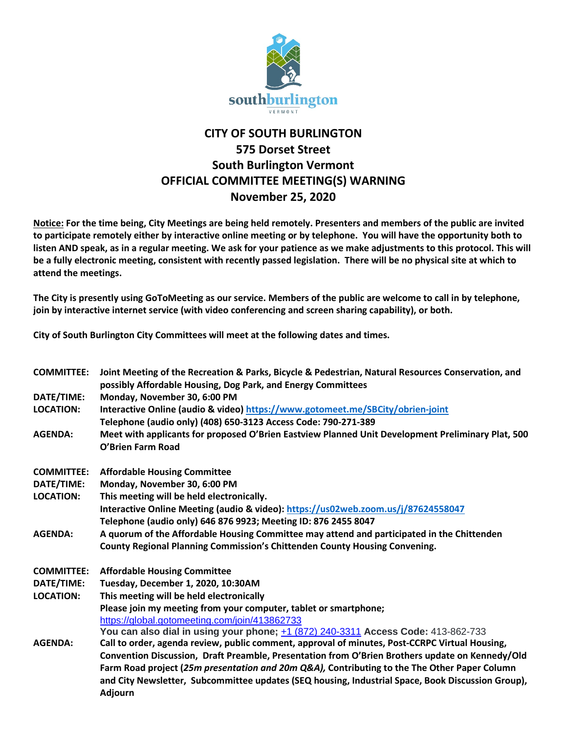# CITY OF SOUTH BURLINGTON
## 575 Dorset Street
## South Burlington Vermont
## OFFICIAL COMMITTEE MEETING(S) WARNING
## November 25, 2020

**Notice: For the time being, City Meetings are being held remotely. Presenters and members of the public are invited to participate remotely either by interactive online meeting or by telephone. You will have the opportunity both to listen AND speak, as in a regular meeting. We ask for your patience as we make adjustments to this protocol. This will be a fully electronic meeting, consistent with recently passed legislation. There will be no physical site at which to attend the meetings.**

**The City is presently using GoToMeeting as our service. Members of the public are welcome to call in by telephone, join by interactive internet service (with video conferencing and screen sharing capability), or both.**

**City of South Burlington City Committees will meet at the following dates and times.**

**COMMITTEE:** Joint Meeting of the Recreation & Parks, Bicycle & Pedestrian, Natural Resources Conservation, and possibly Affordable Housing, Dog Park, and Energy Committees
**DATE/TIME:** Monday, November 30, 6:00 PM
**LOCATION:** Interactive Online (audio & video) https://www.gotomeet.me/SBCity/obrien-joint
Telephone (audio only) (408) 650-3123 Access Code: 790-271-389
**AGENDA:** Meet with applicants for proposed O'Brien Eastview Planned Unit Development Preliminary Plat, 500 O'Brien Farm Road

**COMMITTEE:** Affordable Housing Committee
**DATE/TIME:** Monday, November 30, 6:00 PM
**LOCATION:** This meeting will be held electronically.
Interactive Online Meeting (audio & video): https://us02web.zoom.us/j/87624558047
Telephone (audio only) 646 876 9923; Meeting ID: 876 2455 8047
**AGENDA:** A quorum of the Affordable Housing Committee may attend and participated in the Chittenden County Regional Planning Commission's Chittenden County Housing Convening.

**COMMITTEE:** Affordable Housing Committee
**DATE/TIME:** Tuesday, December 1, 2020, 10:30AM
**LOCATION:** This meeting will be held electronically
Please join my meeting from your computer, tablet or smartphone;
https://global.gotomeeting.com/join/413862733
You can also dial in using your phone; +1 (872) 240-3311 **Access Code:** 413-862-733
**AGENDA:** Call to order, agenda review, public comment, approval of minutes, Post-CCRPC Virtual Housing, Convention Discussion, Draft Preamble, Presentation from O'Brien Brothers update on Kennedy/Old Farm Road project (*25m presentation and 20m Q&A),* Contributing to the The Other Paper Column and City Newsletter, Subcommittee updates (SEQ housing, Industrial Space, Book Discussion Group), Adjourn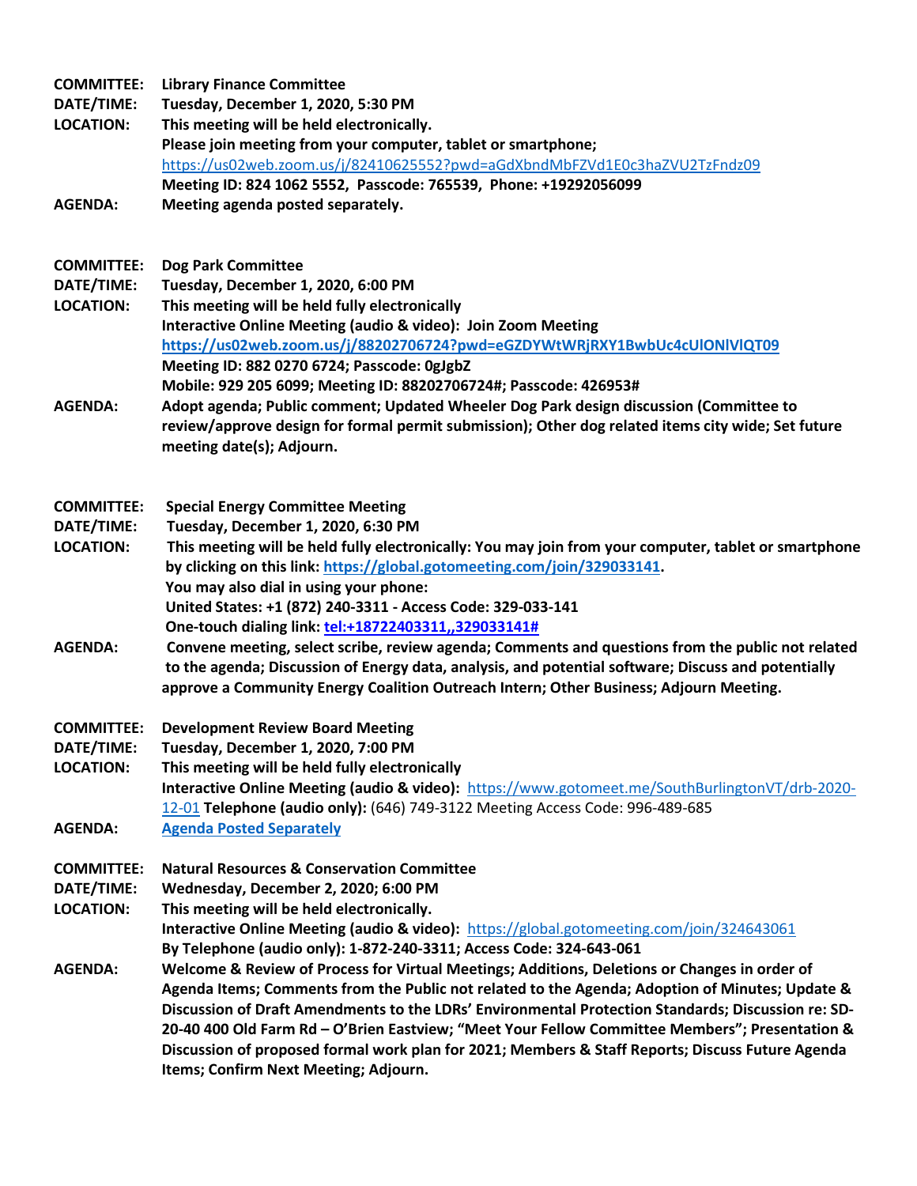**COMMITTEE:** **Library Finance Committee**
**DATE/TIME:** **Tuesday, December 1, 2020, 5:30 PM**
**LOCATION:** **This meeting will be held electronically.**
**Please join meeting from your computer, tablet or smartphone;**
https://us02web.zoom.us/j/82410625552?pwd=aGdXbndMbFZVd1E0c3haZVU2TzFndz09
**Meeting ID: 824 1062 5552, Passcode: 765539, Phone: +19292056099**
**AGENDA:** **Meeting agenda posted separately.**

**COMMITTEE:** **Dog Park Committee**
**DATE/TIME:** **Tuesday, December 1, 2020, 6:00 PM**
**LOCATION:** **This meeting will be held fully electronically**
**Interactive Online Meeting (audio & video): Join Zoom Meeting**
**https://us02web.zoom.us/j/88202706724?pwd=eGZDYWtWRjRXY1BwbUc4cUlONlVlQT09**
**Meeting ID: 882 0270 6724; Passcode: 0gJgbZ**
**Mobile: 929 205 6099; Meeting ID: 88202706724#; Passcode: 426953#**
**AGENDA:** **Adopt agenda; Public comment; Updated Wheeler Dog Park design discussion (Committee to review/approve design for formal permit submission); Other dog related items city wide; Set future meeting date(s); Adjourn.**

**COMMITTEE:** **Special Energy Committee Meeting**
**DATE/TIME:** **Tuesday, December 1, 2020, 6:30 PM**
**LOCATION:** **This meeting will be held fully electronically: You may join from your computer, tablet or smartphone by clicking on this link: https://global.gotomeeting.com/join/329033141.**
**You may also dial in using your phone:**
**United States: +1 (872) 240-3311 - Access Code: 329-033-141**
**One-touch dialing link: tel:+18722403311,,329033141#**
**AGENDA:** **Convene meeting, select scribe, review agenda; Comments and questions from the public not related to the agenda; Discussion of Energy data, analysis, and potential software; Discuss and potentially approve a Community Energy Coalition Outreach Intern; Other Business; Adjourn Meeting.**

**COMMITTEE:** **Development Review Board Meeting**
**DATE/TIME:** **Tuesday, December 1, 2020, 7:00 PM**
**LOCATION:** **This meeting will be held fully electronically**
**Interactive Online Meeting (audio & video):** https://www.gotomeet.me/SouthBurlingtonVT/drb-2020-12-01 **Telephone (audio only):** (646) 749-3122 Meeting Access Code: 996-489-685
**AGENDA:** **Agenda Posted Separately**

**COMMITTEE:** **Natural Resources & Conservation Committee**
**DATE/TIME:** **Wednesday, December 2, 2020; 6:00 PM**
**LOCATION:** **This meeting will be held electronically.**
**Interactive Online Meeting (audio & video):** https://global.gotomeeting.com/join/324643061
**By Telephone (audio only): 1-872-240-3311; Access Code: 324-643-061**
**AGENDA:** **Welcome & Review of Process for Virtual Meetings; Additions, Deletions or Changes in order of Agenda Items; Comments from the Public not related to the Agenda; Adoption of Minutes; Update & Discussion of Draft Amendments to the LDRs' Environmental Protection Standards; Discussion re: SD-20-40 400 Old Farm Rd – O'Brien Eastview; "Meet Your Fellow Committee Members"; Presentation & Discussion of proposed formal work plan for 2021; Members & Staff Reports; Discuss Future Agenda Items; Confirm Next Meeting; Adjourn.**